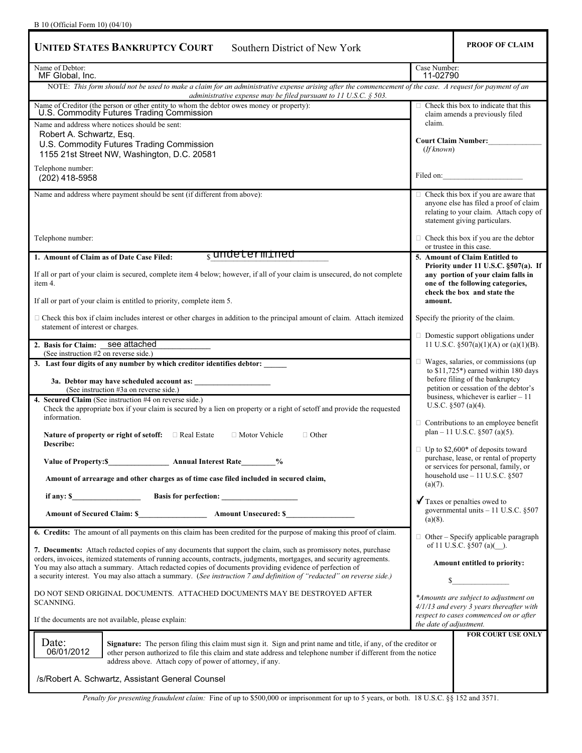B 10 (Official Form 10) (04/10)

| **UNITED STATES BANKRUPTCY COURT** Southern District of New York | **PROOF OF CLAIM** |
|---|---|
| Name of Debtor: MF Global, Inc. | Case Number: 11-02790 |

NOTE: *This form should not be used to make a claim for an administrative expense arising after the commencement of the case. A request for payment of an administrative expense may be filed pursuant to 11 U.S.C. § 503.*

Name of Creditor (the person or other entity to whom the debtor owes money or property): U.S. Commodity Futures Trading Commission

Name and address where notices should be sent:
Robert A. Schwartz, Esq.
U.S. Commodity Futures Trading Commission
1155 21st Street NW, Washington, D.C. 20581

Telephone number: (202) 418-5958

☐ Check this box to indicate that this claim amends a previously filed claim.

**Court Claim Number:**\_\_\_\_\_\_\_\_\_\_ (*If known*)

Filed on:\_\_\_\_\_\_\_\_\_\_\_\_\_\_

Name and address where payment should be sent (if different from above):

Telephone number:

☐ Check this box if you are aware that anyone else has filed a proof of claim relating to your claim. Attach copy of statement giving particulars.

☐ Check this box if you are the debtor or trustee in this case.

**1. Amount of Claim as of Date Case Filed:** $ undetermined

If all or part of your claim is secured, complete item 4 below; however, if all of your claim is unsecured, do not complete item 4.

If all or part of your claim is entitled to priority, complete item 5.

☐ Check this box if claim includes interest or other charges in addition to the principal amount of claim. Attach itemized statement of interest or charges.

**2. Basis for Claim:** see attached
(See instruction #2 on reverse side.)

**3. Last four digits of any number by which creditor identifies debtor:** \_\_\_\_\_

**3a. Debtor may have scheduled account as:** \_\_\_\_\_\_\_\_\_\_\_\_
(See instruction #3a on reverse side.)

**4. Secured Claim** (See instruction #4 on reverse side.)
Check the appropriate box if your claim is secured by a lien on property or a right of setoff and provide the requested information.

**Nature of property or right of setoff:** ☐ Real Estate ☐ Motor Vehicle ☐ Other
**Describe:**

**Value of Property:$**\_\_\_\_\_\_\_\_ **Annual Interest Rate**\_\_\_\_\_**%**

**Amount of arrearage and other charges as of time case filed included in secured claim,**

**if any: $**\_\_\_\_\_\_\_\_ **Basis for perfection:** \_\_\_\_\_\_\_\_

**Amount of Secured Claim: $**\_\_\_\_\_\_\_\_ **Amount Unsecured: $**\_\_\_\_\_\_\_\_

**5. Amount of Claim Entitled to Priority under 11 U.S.C. §507(a). If any portion of your claim falls in one of the following categories, check the box and state the amount.**

Specify the priority of the claim.

☐ Domestic support obligations under 11 U.S.C. §507(a)(1)(A) or (a)(1)(B).

☐ Wages, salaries, or commissions (up to $11,725*) earned within 180 days before filing of the bankruptcy petition or cessation of the debtor's business, whichever is earlier – 11 U.S.C. §507 (a)(4).

☐ Contributions to an employee benefit plan – 11 U.S.C. §507 (a)(5).

☐ Up to $2,600* of deposits toward purchase, lease, or rental of property or services for personal, family, or household use – 11 U.S.C. §507 (a)(7).

✔ Taxes or penalties owed to governmental units – 11 U.S.C. §507 (a)(8).

☐ Other – Specify applicable paragraph of 11 U.S.C. §507 (a)(\_\_).

**Amount entitled to priority:**

$\_\_\_\_\_\_\_\_

*\*Amounts are subject to adjustment on 4/1/13 and every 3 years thereafter with respect to cases commenced on or after the date of adjustment.*

**6. Credits:** The amount of all payments on this claim has been credited for the purpose of making this proof of claim.

**7. Documents:** Attach redacted copies of any documents that support the claim, such as promissory notes, purchase orders, invoices, itemized statements of running accounts, contracts, judgments, mortgages, and security agreements. You may also attach a summary. Attach redacted copies of documents providing evidence of perfection of a security interest. You may also attach a summary. (*See instruction 7 and definition of "redacted" on reverse side.)*

DO NOT SEND ORIGINAL DOCUMENTS. ATTACHED DOCUMENTS MAY BE DESTROYED AFTER SCANNING.

If the documents are not available, please explain:

| Date: 06/01/2012 | **Signature:** The person filing this claim must sign it. Sign and print name and title, if any, of the creditor or other person authorized to file this claim and state address and telephone number if different from the notice address above. Attach copy of power of attorney, if any. | **FOR COURT USE ONLY** |
|---|---|---|

/s/Robert A. Schwartz, Assistant General Counsel

*Penalty for presenting fraudulent claim:* Fine of up to $500,000 or imprisonment for up to 5 years, or both. 18 U.S.C. §§ 152 and 3571.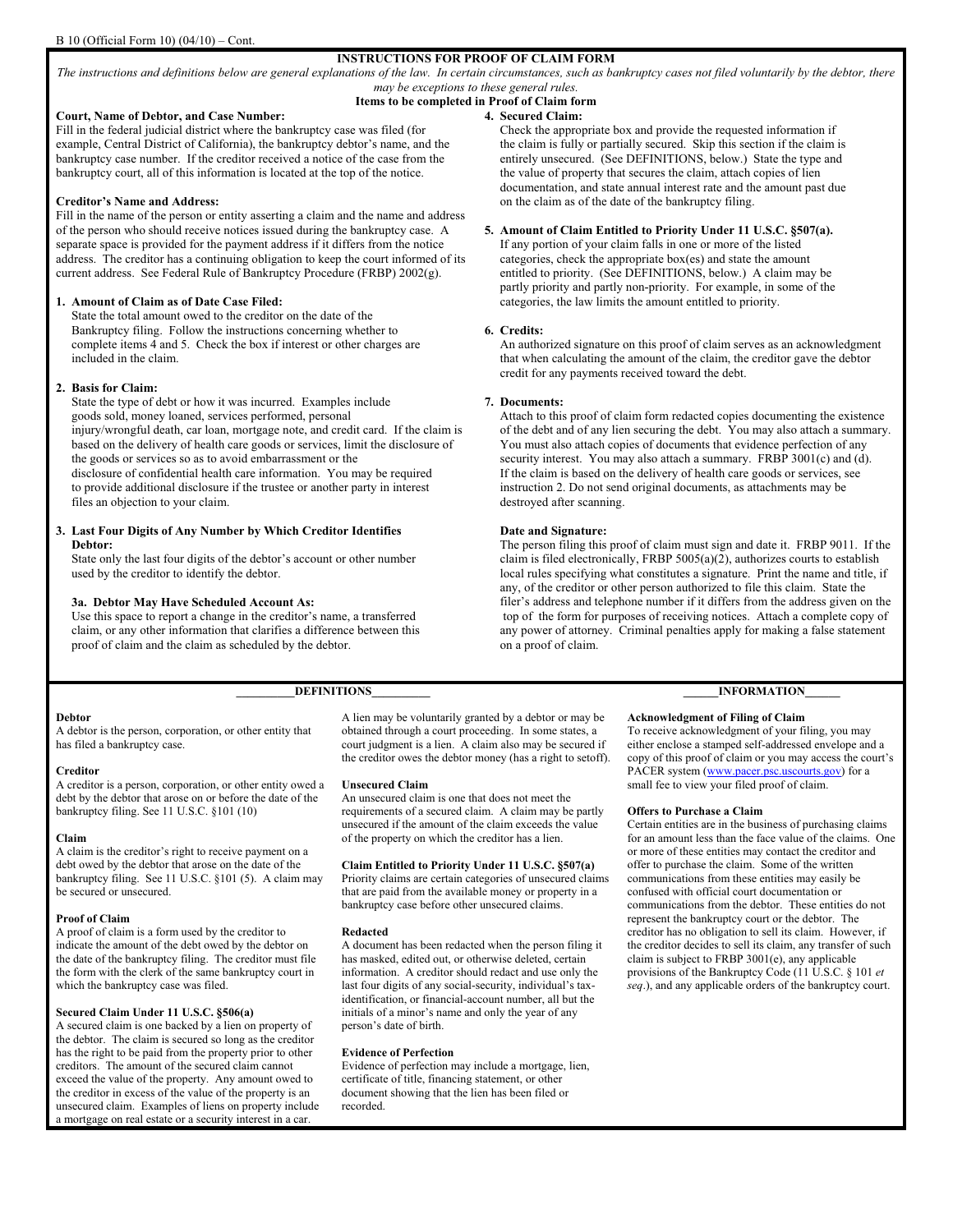## INSTRUCTIONS FOR PROOF OF CLAIM FORM

*The instructions and definitions below are general explanations of the law. In certain circumstances, such as bankruptcy cases not filed voluntarily by the debtor, there may be exceptions to these general rules.*

### Items to be completed in Proof of Claim form

**Court, Name of Debtor, and Case Number:**
Fill in the federal judicial district where the bankruptcy case was filed (for example, Central District of California), the bankruptcy debtor's name, and the bankruptcy case number. If the creditor received a notice of the case from the bankruptcy court, all of this information is located at the top of the notice.

**Creditor's Name and Address:**
Fill in the name of the person or entity asserting a claim and the name and address of the person who should receive notices issued during the bankruptcy case. A separate space is provided for the payment address if it differs from the notice address. The creditor has a continuing obligation to keep the court informed of its current address. See Federal Rule of Bankruptcy Procedure (FRBP) 2002(g).

**1. Amount of Claim as of Date Case Filed:**
State the total amount owed to the creditor on the date of the Bankruptcy filing. Follow the instructions concerning whether to complete items 4 and 5. Check the box if interest or other charges are included in the claim.

**2. Basis for Claim:**
State the type of debt or how it was incurred. Examples include goods sold, money loaned, services performed, personal injury/wrongful death, car loan, mortgage note, and credit card. If the claim is based on the delivery of health care goods or services, limit the disclosure of the goods or services so as to avoid embarrassment or the disclosure of confidential health care information. You may be required to provide additional disclosure if the trustee or another party in interest files an objection to your claim.

**3. Last Four Digits of Any Number by Which Creditor Identifies Debtor:**
State only the last four digits of the debtor's account or other number used by the creditor to identify the debtor.

**3a. Debtor May Have Scheduled Account As:**
Use this space to report a change in the creditor's name, a transferred claim, or any other information that clarifies a difference between this proof of claim and the claim as scheduled by the debtor.

**4. Secured Claim:**
Check the appropriate box and provide the requested information if the claim is fully or partially secured. Skip this section if the claim is entirely unsecured. (See DEFINITIONS, below.) State the type and the value of property that secures the claim, attach copies of lien documentation, and state annual interest rate and the amount past due on the claim as of the date of the bankruptcy filing.

**5. Amount of Claim Entitled to Priority Under 11 U.S.C. §507(a).**
If any portion of your claim falls in one or more of the listed categories, check the appropriate box(es) and state the amount entitled to priority. (See DEFINITIONS, below.) A claim may be partly priority and partly non-priority. For example, in some of the categories, the law limits the amount entitled to priority.

**6. Credits:**
An authorized signature on this proof of claim serves as an acknowledgment that when calculating the amount of the claim, the creditor gave the debtor credit for any payments received toward the debt.

**7. Documents:**
Attach to this proof of claim form redacted copies documenting the existence of the debt and of any lien securing the debt. You may also attach a summary. You must also attach copies of documents that evidence perfection of any security interest. You may also attach a summary. FRBP 3001(c) and (d). If the claim is based on the delivery of health care goods or services, see instruction 2. Do not send original documents, as attachments may be destroyed after scanning.

**Date and Signature:**
The person filing this proof of claim must sign and date it. FRBP 9011. If the claim is filed electronically, FRBP 5005(a)(2), authorizes courts to establish local rules specifying what constitutes a signature. Print the name and title, if any, of the creditor or other person authorized to file this claim. State the filer's address and telephone number if it differs from the address given on the top of the form for purposes of receiving notices. Attach a complete copy of any power of attorney. Criminal penalties apply for making a false statement on a proof of claim.

## DEFINITIONS

**Debtor**
A debtor is the person, corporation, or other entity that has filed a bankruptcy case.

**Creditor**
A creditor is a person, corporation, or other entity owed a debt by the debtor that arose on or before the date of the bankruptcy filing. See 11 U.S.C. §101 (10)

**Claim**
A claim is the creditor's right to receive payment on a debt owed by the debtor that arose on the date of the bankruptcy filing. See 11 U.S.C. §101 (5). A claim may be secured or unsecured.

**Proof of Claim**
A proof of claim is a form used by the creditor to indicate the amount of the debt owed by the debtor on the date of the bankruptcy filing. The creditor must file the form with the clerk of the same bankruptcy court in which the bankruptcy case was filed.

**Secured Claim Under 11 U.S.C. §506(a)**
A secured claim is one backed by a lien on property of the debtor. The claim is secured so long as the creditor has the right to be paid from the property prior to other creditors. The amount of the secured claim cannot exceed the value of the property. Any amount owed to the creditor in excess of the value of the property is an unsecured claim. Examples of liens on property include a mortgage on real estate or a security interest in a car.

A lien may be voluntarily granted by a debtor or may be obtained through a court proceeding. In some states, a court judgment is a lien. A claim also may be secured if the creditor owes the debtor money (has a right to setoff).

**Unsecured Claim**
An unsecured claim is one that does not meet the requirements of a secured claim. A claim may be partly unsecured if the amount of the claim exceeds the value of the property on which the creditor has a lien.

**Claim Entitled to Priority Under 11 U.S.C. §507(a)**
Priority claims are certain categories of unsecured claims that are paid from the available money or property in a bankruptcy case before other unsecured claims.

**Redacted**
A document has been redacted when the person filing it has masked, edited out, or otherwise deleted, certain information. A creditor should redact and use only the last four digits of any social-security, individual's tax-identification, or financial-account number, all but the initials of a minor's name and only the year of any person's date of birth.

**Evidence of Perfection**
Evidence of perfection may include a mortgage, lien, certificate of title, financing statement, or other document showing that the lien has been filed or recorded.

## INFORMATION

**Acknowledgment of Filing of Claim**
To receive acknowledgment of your filing, you may either enclose a stamped self-addressed envelope and a copy of this proof of claim or you may access the court's PACER system (www.pacer.psc.uscourts.gov) for a small fee to view your filed proof of claim.

**Offers to Purchase a Claim**
Certain entities are in the business of purchasing claims for an amount less than the face value of the claims. One or more of these entities may contact the creditor and offer to purchase the claim. Some of the written communications from these entities may easily be confused with official court documentation or communications from the debtor. These entities do not represent the bankruptcy court or the debtor. The creditor has no obligation to sell its claim. However, if the creditor decides to sell its claim, any transfer of such claim is subject to FRBP 3001(e), any applicable provisions of the Bankruptcy Code (11 U.S.C. § 101 *et seq*.), and any applicable orders of the bankruptcy court.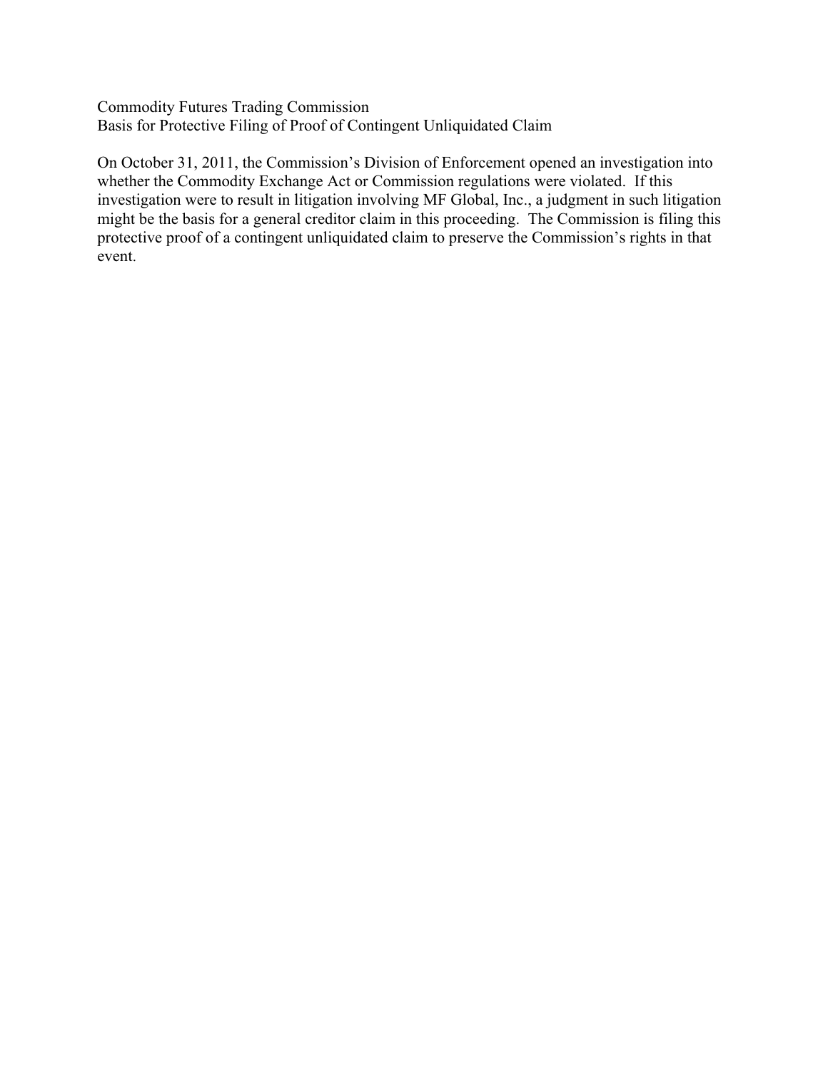Commodity Futures Trading Commission
Basis for Protective Filing of Proof of Contingent Unliquidated Claim

On October 31, 2011, the Commission's Division of Enforcement opened an investigation into whether the Commodity Exchange Act or Commission regulations were violated. If this investigation were to result in litigation involving MF Global, Inc., a judgment in such litigation might be the basis for a general creditor claim in this proceeding. The Commission is filing this protective proof of a contingent unliquidated claim to preserve the Commission's rights in that event.